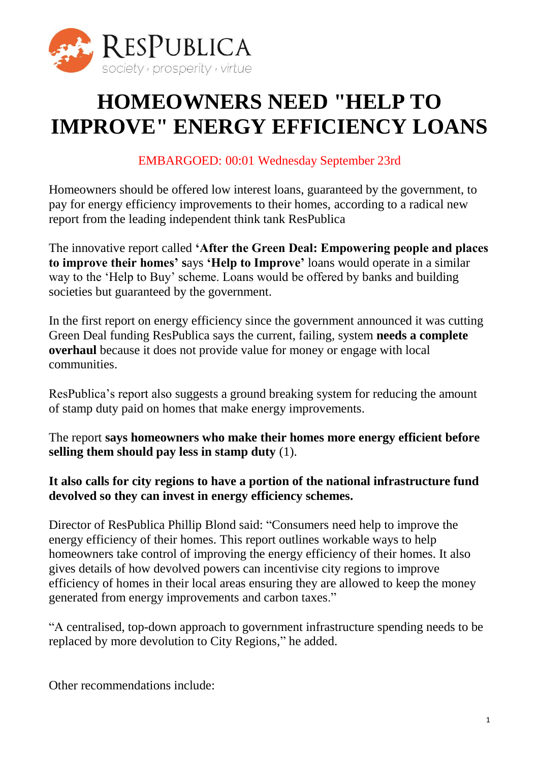RESPUBLICA
society · prosperity · virtue

# HOMEOWNERS NEED "HELP TO IMPROVE" ENERGY EFFICIENCY LOANS

EMBARGOED: 00:01 Wednesday September 23rd

Homeowners should be offered low interest loans, guaranteed by the government, to pay for energy efficiency improvements to their homes, according to a radical new report from the leading independent think tank ResPublica

The innovative report called **'After the Green Deal: Empowering people and places to improve their homes' s**ays **'Help to Improve'** loans would operate in a similar way to the 'Help to Buy' scheme. Loans would be offered by banks and building societies but guaranteed by the government.

In the first report on energy efficiency since the government announced it was cutting Green Deal funding ResPublica says the current, failing, system **needs a complete overhaul** because it does not provide value for money or engage with local communities.

ResPublica's report also suggests a ground breaking system for reducing the amount of stamp duty paid on homes that make energy improvements.

The report **says homeowners who make their homes more energy efficient before selling them should pay less in stamp duty** (1).

**It also calls for city regions to have a portion of the national infrastructure fund devolved so they can invest in energy efficiency schemes.**

Director of ResPublica Phillip Blond said: "Consumers need help to improve the energy efficiency of their homes. This report outlines workable ways to help homeowners take control of improving the energy efficiency of their homes. It also gives details of how devolved powers can incentivise city regions to improve efficiency of homes in their local areas ensuring they are allowed to keep the money generated from energy improvements and carbon taxes."

"A centralised, top-down approach to government infrastructure spending needs to be replaced by more devolution to City Regions," he added.

Other recommendations include: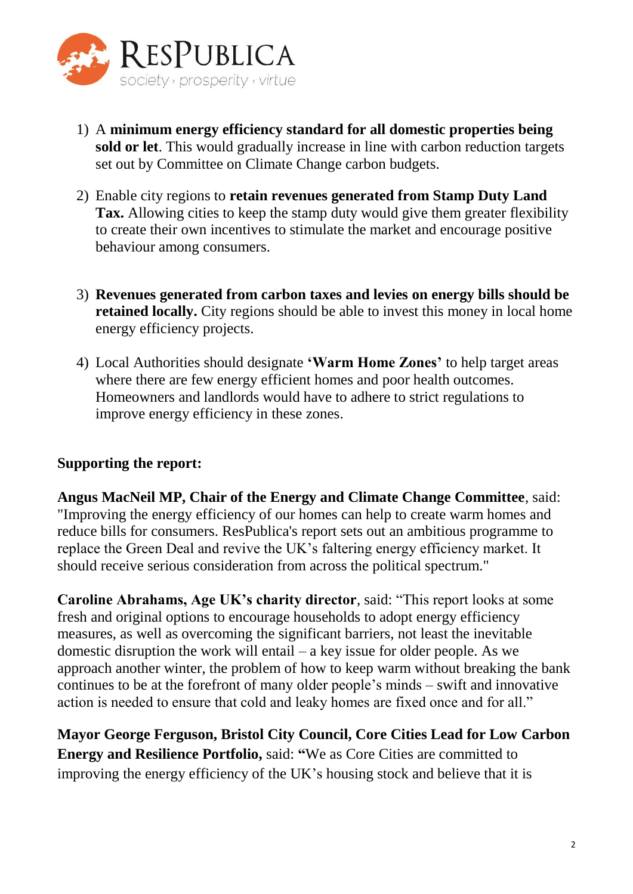1) A **minimum energy efficiency standard for all domestic properties being sold or let**. This would gradually increase in line with carbon reduction targets set out by Committee on Climate Change carbon budgets.

2) Enable city regions to **retain revenues generated from Stamp Duty Land Tax.** Allowing cities to keep the stamp duty would give them greater flexibility to create their own incentives to stimulate the market and encourage positive behaviour among consumers.

3) **Revenues generated from carbon taxes and levies on energy bills should be retained locally.** City regions should be able to invest this money in local home energy efficiency projects.

4) Local Authorities should designate **'Warm Home Zones'** to help target areas where there are few energy efficient homes and poor health outcomes. Homeowners and landlords would have to adhere to strict regulations to improve energy efficiency in these zones.

**Supporting the report:**

**Angus MacNeil MP, Chair of the Energy and Climate Change Committee**, said: "Improving the energy efficiency of our homes can help to create warm homes and reduce bills for consumers. ResPublica's report sets out an ambitious programme to replace the Green Deal and revive the UK's faltering energy efficiency market. It should receive serious consideration from across the political spectrum."

**Caroline Abrahams, Age UK's charity director**, said: "This report looks at some fresh and original options to encourage households to adopt energy efficiency measures, as well as overcoming the significant barriers, not least the inevitable domestic disruption the work will entail – a key issue for older people. As we approach another winter, the problem of how to keep warm without breaking the bank continues to be at the forefront of many older people's minds – swift and innovative action is needed to ensure that cold and leaky homes are fixed once and for all."

**Mayor George Ferguson, Bristol City Council, Core Cities Lead for Low Carbon Energy and Resilience Portfolio,** said: "We as Core Cities are committed to improving the energy efficiency of the UK's housing stock and believe that it is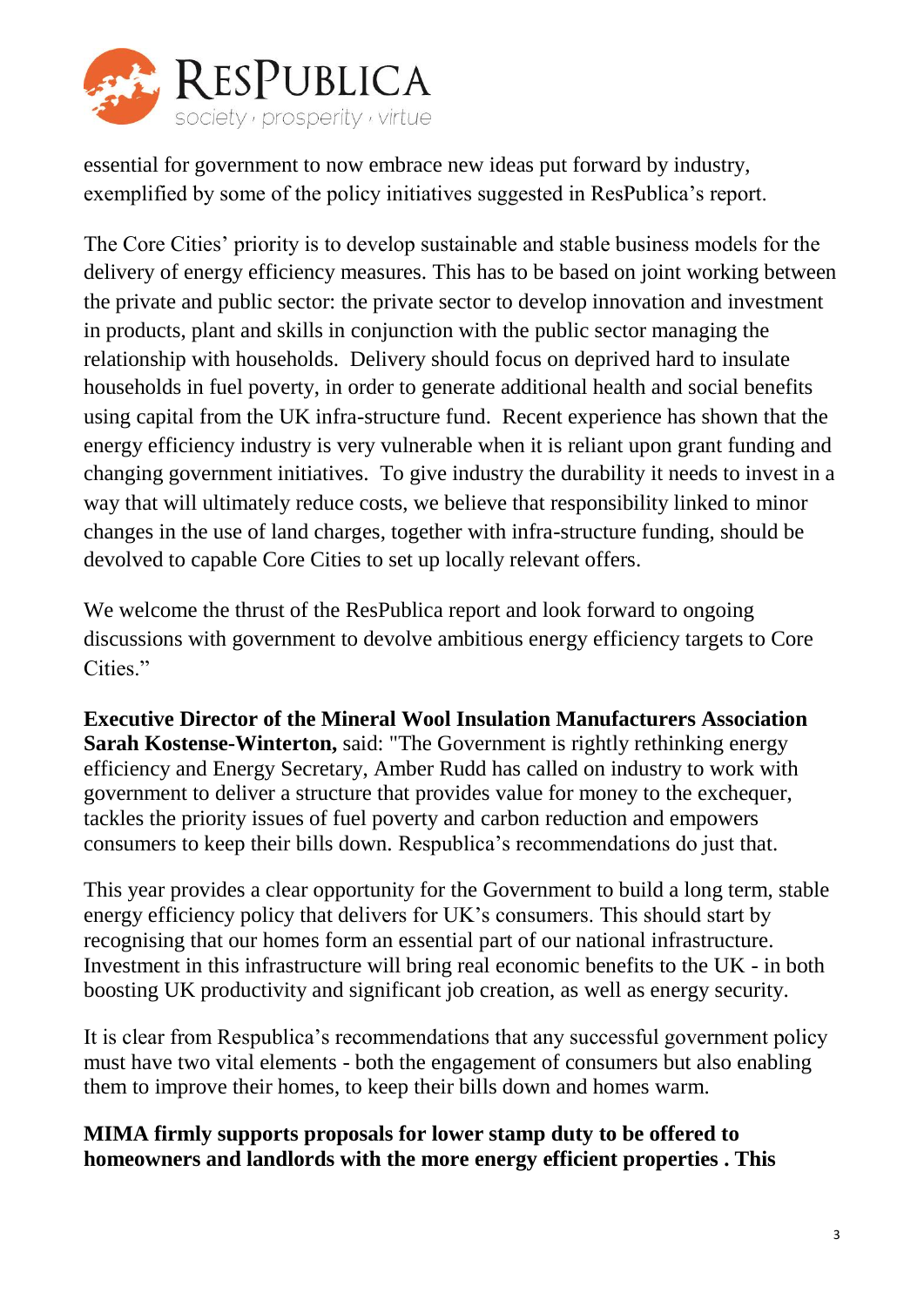essential for government to now embrace new ideas put forward by industry, exemplified by some of the policy initiatives suggested in ResPublica's report.

The Core Cities' priority is to develop sustainable and stable business models for the delivery of energy efficiency measures. This has to be based on joint working between the private and public sector: the private sector to develop innovation and investment in products, plant and skills in conjunction with the public sector managing the relationship with households. Delivery should focus on deprived hard to insulate households in fuel poverty, in order to generate additional health and social benefits using capital from the UK infra-structure fund. Recent experience has shown that the energy efficiency industry is very vulnerable when it is reliant upon grant funding and changing government initiatives. To give industry the durability it needs to invest in a way that will ultimately reduce costs, we believe that responsibility linked to minor changes in the use of land charges, together with infra-structure funding, should be devolved to capable Core Cities to set up locally relevant offers.

We welcome the thrust of the ResPublica report and look forward to ongoing discussions with government to devolve ambitious energy efficiency targets to Core Cities."

**Executive Director of the Mineral Wool Insulation Manufacturers Association Sarah Kostense-Winterton,** said: "The Government is rightly rethinking energy efficiency and Energy Secretary, Amber Rudd has called on industry to work with government to deliver a structure that provides value for money to the exchequer, tackles the priority issues of fuel poverty and carbon reduction and empowers consumers to keep their bills down. Respublica's recommendations do just that.

This year provides a clear opportunity for the Government to build a long term, stable energy efficiency policy that delivers for UK's consumers. This should start by recognising that our homes form an essential part of our national infrastructure. Investment in this infrastructure will bring real economic benefits to the UK - in both boosting UK productivity and significant job creation, as well as energy security.

It is clear from Respublica's recommendations that any successful government policy must have two vital elements - both the engagement of consumers but also enabling them to improve their homes, to keep their bills down and homes warm.

**MIMA firmly supports proposals for lower stamp duty to be offered to homeowners and landlords with the more energy efficient properties . This**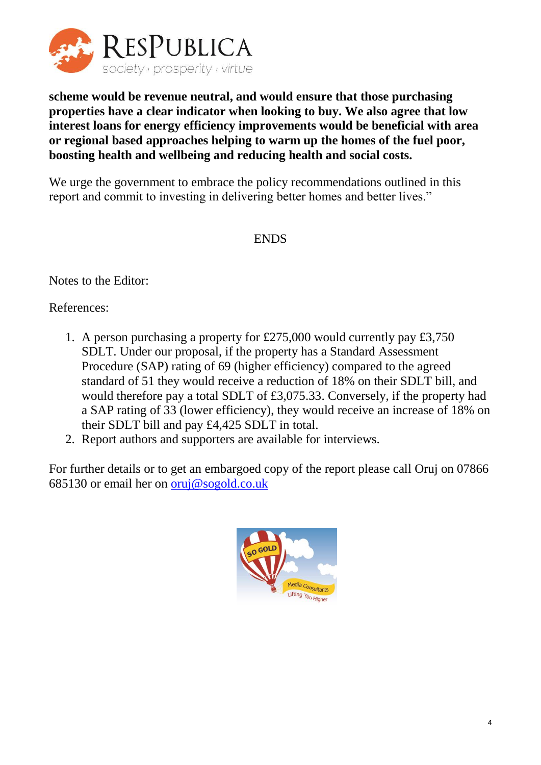**scheme would be revenue neutral, and would ensure that those purchasing properties have a clear indicator when looking to buy. We also agree that low interest loans for energy efficiency improvements would be beneficial with area or regional based approaches helping to warm up the homes of the fuel poor, boosting health and wellbeing and reducing health and social costs.**

We urge the government to embrace the policy recommendations outlined in this report and commit to investing in delivering better homes and better lives."

ENDS

Notes to the Editor:

References:

1. A person purchasing a property for £275,000 would currently pay £3,750 SDLT. Under our proposal, if the property has a Standard Assessment Procedure (SAP) rating of 69 (higher efficiency) compared to the agreed standard of 51 they would receive a reduction of 18% on their SDLT bill, and would therefore pay a total SDLT of £3,075.33. Conversely, if the property had a SAP rating of 33 (lower efficiency), they would receive an increase of 18% on their SDLT bill and pay £4,425 SDLT in total.
2. Report authors and supporters are available for interviews.

For further details or to get an embargoed copy of the report please call Oruj on 07866 685130 or email her on oruj@sogold.co.uk